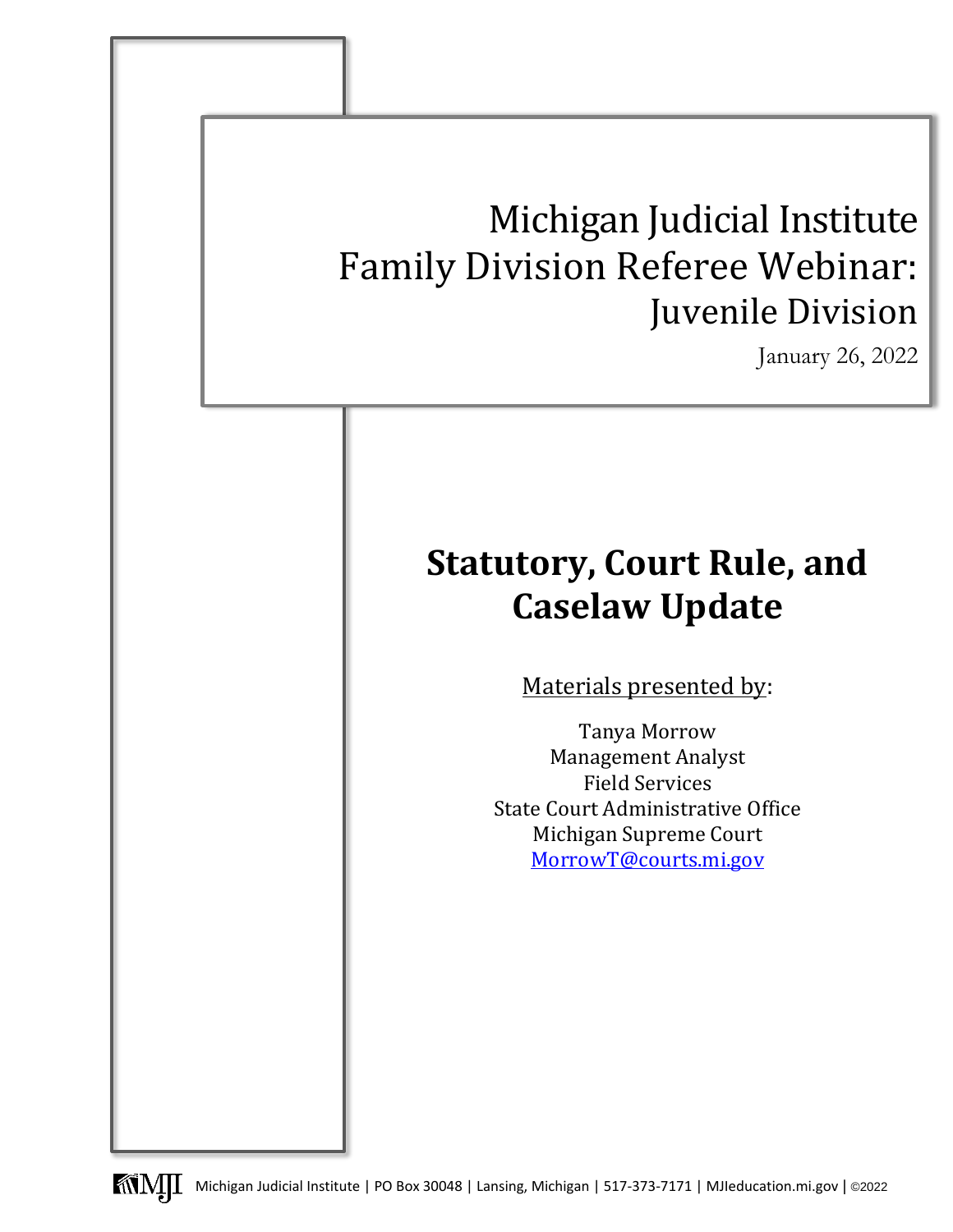# Michigan Judicial Institute
# Family Division Referee Webinar: Juvenile Division

January 26, 2022

## Statutory, Court Rule, and Caselaw Update

Materials presented by:

Tanya Morrow
Management Analyst
Field Services
State Court Administrative Office
Michigan Supreme Court
MorrowT@courts.mi.gov

Michigan Judicial Institute | PO Box 30048 | Lansing, Michigan | 517-373-7171 | MJIeducation.mi.gov | ©2022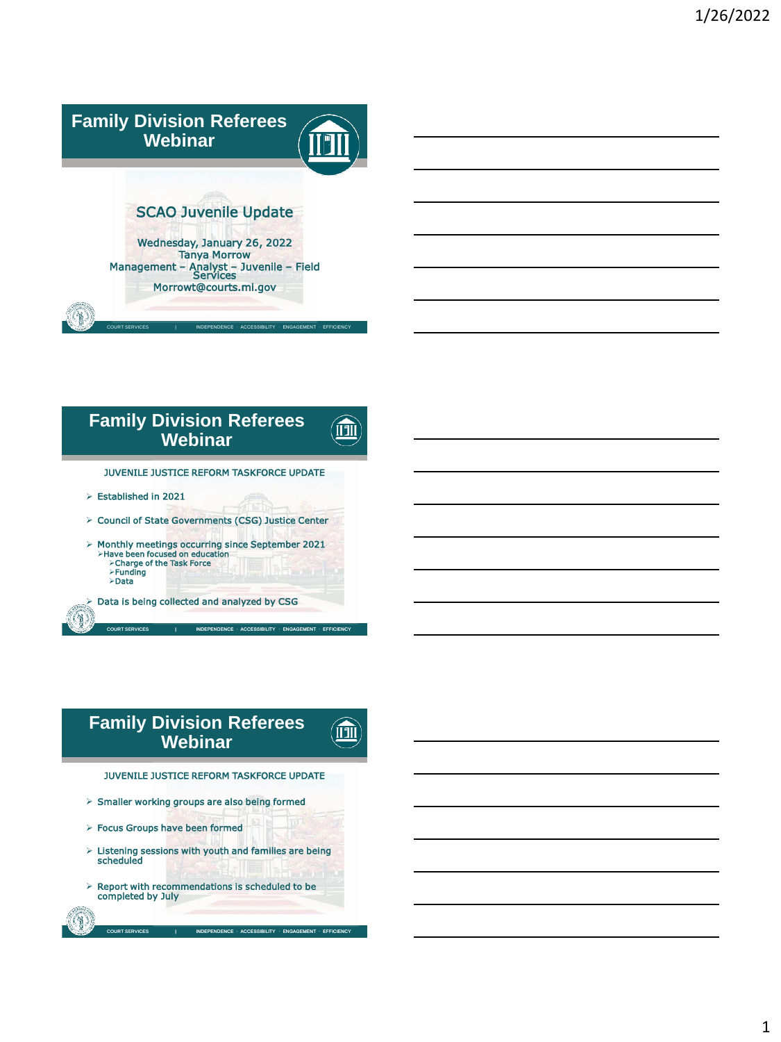# Family Division Referees Webinar

## SCAO Juvenile Update

Wednesday, January 26, 2022
Tanya Morrow
Management – Analyst – Juvenile – Field Services
Morrowt@courts.mi.gov

COURT SERVICES | INDEPENDENCE · ACCESSIBILITY · ENGAGEMENT · EFFICIENCY

# Family Division Referees Webinar

## JUVENILE JUSTICE REFORM TASKFORCE UPDATE

- Established in 2021
- Council of State Governments (CSG) Justice Center
- Monthly meetings occurring since September 2021
  - Have been focused on education
    - Charge of the Task Force
    - Funding
    - Data
- Data is being collected and analyzed by CSG

COURT SERVICES | INDEPENDENCE · ACCESSIBILITY · ENGAGEMENT · EFFICIENCY

# Family Division Referees Webinar

## JUVENILE JUSTICE REFORM TASKFORCE UPDATE

- Smaller working groups are also being formed
- Focus Groups have been formed
- Listening sessions with youth and families are being scheduled
- Report with recommendations is scheduled to be completed by July

COURT SERVICES | INDEPENDENCE · ACCESSIBILITY · ENGAGEMENT · EFFICIENCY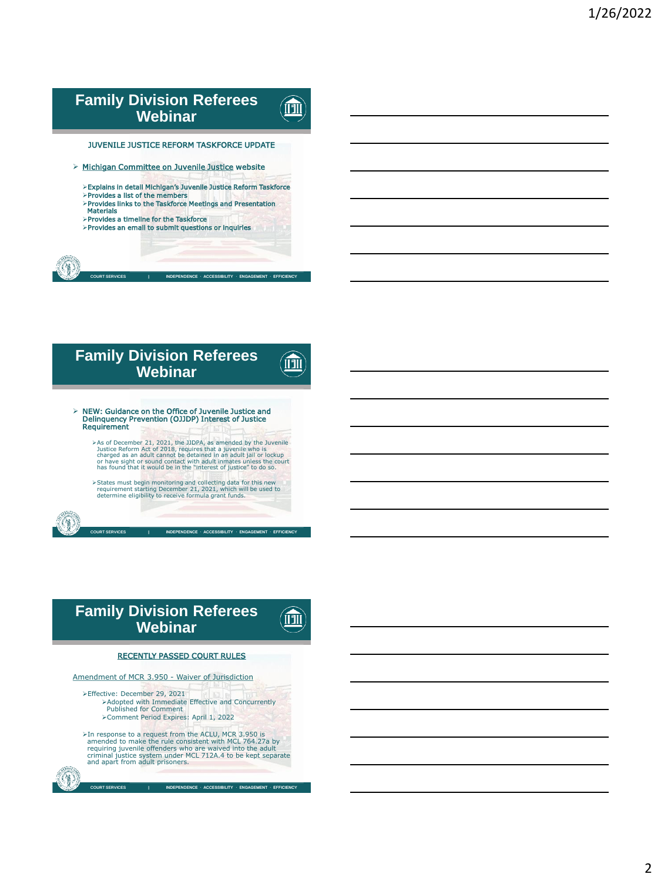## Family Division Referees Webinar

JUVENILE JUSTICE REFORM TASKFORCE UPDATE

- Michigan Committee on Juvenile Justice website
  - Explains in detail Michigan's Juvenile Justice Reform Taskforce
  - Provides a list of the members
  - Provides links to the Taskforce Meetings and Presentation Materials
  - Provides a timeline for the Taskforce
  - Provides an email to submit questions or inquiries

COURT SERVICES | INDEPENDENCE · ACCESSIBILITY · ENGAGEMENT · EFFICIENCY

## Family Division Referees Webinar

- NEW: Guidance on the Office of Juvenile Justice and Delinquency Prevention (OJJDP) Interest of Justice Requirement
  - As of December 21, 2021, the JJDPA, as amended by the Juvenile Justice Reform Act of 2018, requires that a juvenile who is charged as an adult cannot be detained in an adult jail or lockup or have sight or sound contact with adult inmates unless the court has found that it would be in the "interest of justice" to do so.
  - States must begin monitoring and collecting data for this new requirement starting December 21, 2021, which will be used to determine eligibility to receive formula grant funds.

COURT SERVICES | INDEPENDENCE · ACCESSIBILITY · ENGAGEMENT · EFFICIENCY

## Family Division Referees Webinar

RECENTLY PASSED COURT RULES

Amendment of MCR 3.950 - Waiver of Jurisdiction

- Effective: December 29, 2021
  - Adopted with Immediate Effective and Concurrently Published for Comment
  - Comment Period Expires: April 1, 2022
- In response to a request from the ACLU, MCR 3.950 is amended to make the rule consistent with MCL 764.27a by requiring juvenile offenders who are waived into the adult criminal justice system under MCL 712A.4 to be kept separate and apart from adult prisoners.

COURT SERVICES | INDEPENDENCE · ACCESSIBILITY · ENGAGEMENT · EFFICIENCY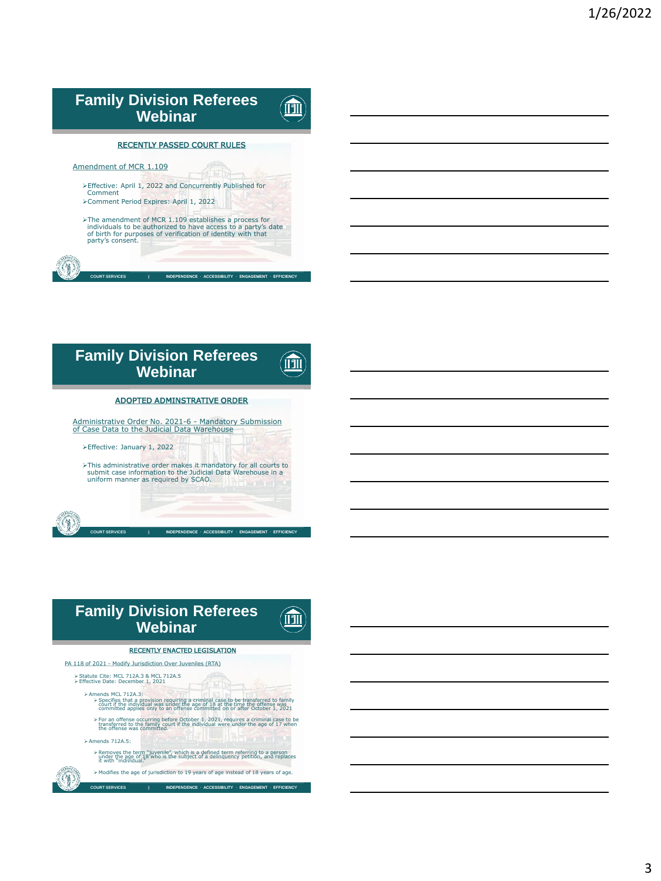## Family Division Referees Webinar

### RECENTLY PASSED COURT RULES

Amendment of MCR 1.109

- Effective: April 1, 2022 and Concurrently Published for Comment
- Comment Period Expires: April 1, 2022
- The amendment of MCR 1.109 establishes a process for individuals to be authorized to have access to a party's date of birth for purposes of verification of identity with that party's consent.

COURT SERVICES | INDEPENDENCE · ACCESSIBILITY · ENGAGEMENT · EFFICIENCY

## Family Division Referees Webinar

### ADOPTED ADMINSTRATIVE ORDER

Administrative Order No. 2021-6 - Mandatory Submission of Case Data to the Judicial Data Warehouse

- Effective: January 1, 2022
- This administrative order makes it mandatory for all courts to submit case information to the Judicial Data Warehouse in a uniform manner as required by SCAO.

COURT SERVICES | INDEPENDENCE · ACCESSIBILITY · ENGAGEMENT · EFFICIENCY

## Family Division Referees Webinar

### RECENTLY ENACTED LEGISLATION

PA 118 of 2021 - Modify Jurisdiction Over Juveniles (RTA)

- Statute Cite: MCL 712A.3 & MCL 712A.5
- Effective Date: December 1, 2021
  - Amends MCL 712A.3:
    - Specifies that a provision requiring a criminal case to be transferred to family court if the individual was under the age of 18 at the time the offense was committed applies only to an offense committed on or after October 1, 2021
    - For an offense occurring before October 1, 2021, requires a criminal case to be transferred to the family court if the individual were under the age of 17 when the offense was committed.
  - Amends 712A.5:
    - Removes the term "juvenile", which is a defined term referring to a person under the age of 18 who is the subject of a delinquency petition, and replaces it with "individual."
    - Modifies the age of jurisdiction to 19 years of age instead of 18 years of age.

COURT SERVICES | INDEPENDENCE · ACCESSIBILITY · ENGAGEMENT · EFFICIENCY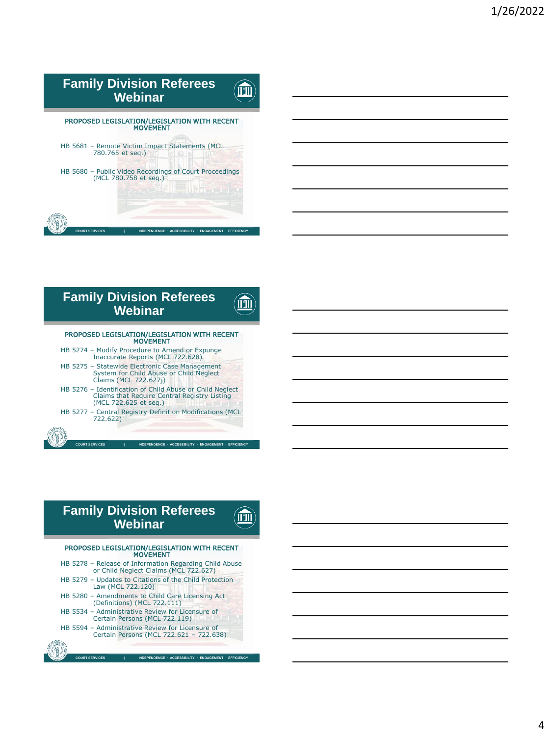## Family Division Referees Webinar

**PROPOSED LEGISLATION/LEGISLATION WITH RECENT MOVEMENT**

- HB 5681 – Remote Victim Impact Statements (MCL 780.765 et seq.)
- HB 5680 – Public Video Recordings of Court Proceedings (MCL 780.758 et seq.)

COURT SERVICES | INDEPENDENCE · ACCESSIBILITY · ENGAGEMENT · EFFICIENCY

## Family Division Referees Webinar

**PROPOSED LEGISLATION/LEGISLATION WITH RECENT MOVEMENT**

- HB 5274 – Modify Procedure to Amend or Expunge Inaccurate Reports (MCL 722.628)
- HB 5275 – Statewide Electronic Case Management System for Child Abuse or Child Neglect Claims (MCL 722.627j)
- HB 5276 – Identification of Child Abuse or Child Neglect Claims that Require Central Registry Listing (MCL 722.625 et seq.)
- HB 5277 – Central Registry Definition Modifications (MCL 722.622)

COURT SERVICES | INDEPENDENCE · ACCESSIBILITY · ENGAGEMENT · EFFICIENCY

## Family Division Referees Webinar

**PROPOSED LEGISLATION/LEGISLATION WITH RECENT MOVEMENT**

- HB 5278 – Release of Information Regarding Child Abuse or Child Neglect Claims (MCL 722.627)
- HB 5279 – Updates to Citations of the Child Protection Law (MCL 722.120)
- HB 5280 – Amendments to Child Care Licensing Act (Definitions) (MCL 722.111)
- HB 5534 – Administrative Review for Licensure of Certain Persons (MCL 722.119)
- HB 5594 – Administrative Review for Licensure of Certain Persons (MCL 722.621 – 722.638)

COURT SERVICES | INDEPENDENCE · ACCESSIBILITY · ENGAGEMENT · EFFICIENCY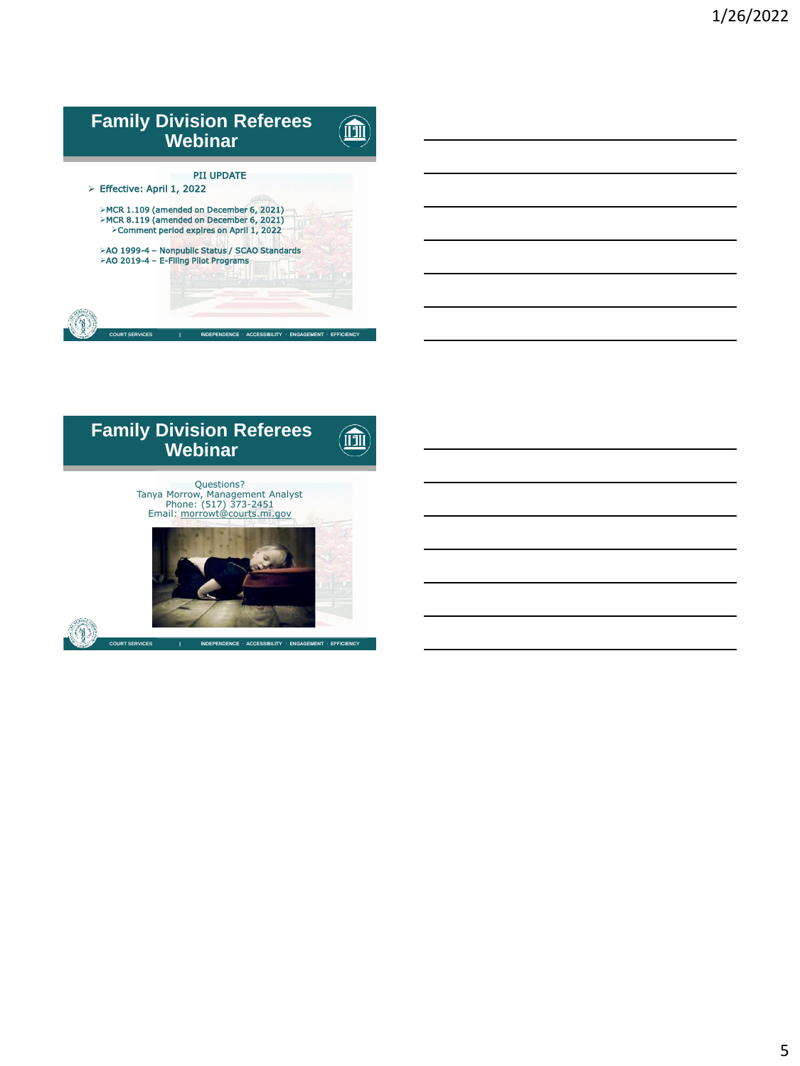## Family Division Referees Webinar

PII UPDATE

- Effective: April 1, 2022
  - MCR 1.109 (amended on December 6, 2021)
  - MCR 8.119 (amended on December 6, 2021)
    - Comment period expires on April 1, 2022
  - AO 1999-4 – Nonpublic Status / SCAO Standards
  - AO 2019-4 – E-Filing Pilot Programs

COURT SERVICES | INDEPENDENCE · ACCESSIBILITY · ENGAGEMENT · EFFICIENCY

## Family Division Referees Webinar

Questions?
Tanya Morrow, Management Analyst
Phone: (517) 373-2451
Email: morrowt@courts.mi.gov

COURT SERVICES | INDEPENDENCE · ACCESSIBILITY · ENGAGEMENT · EFFICIENCY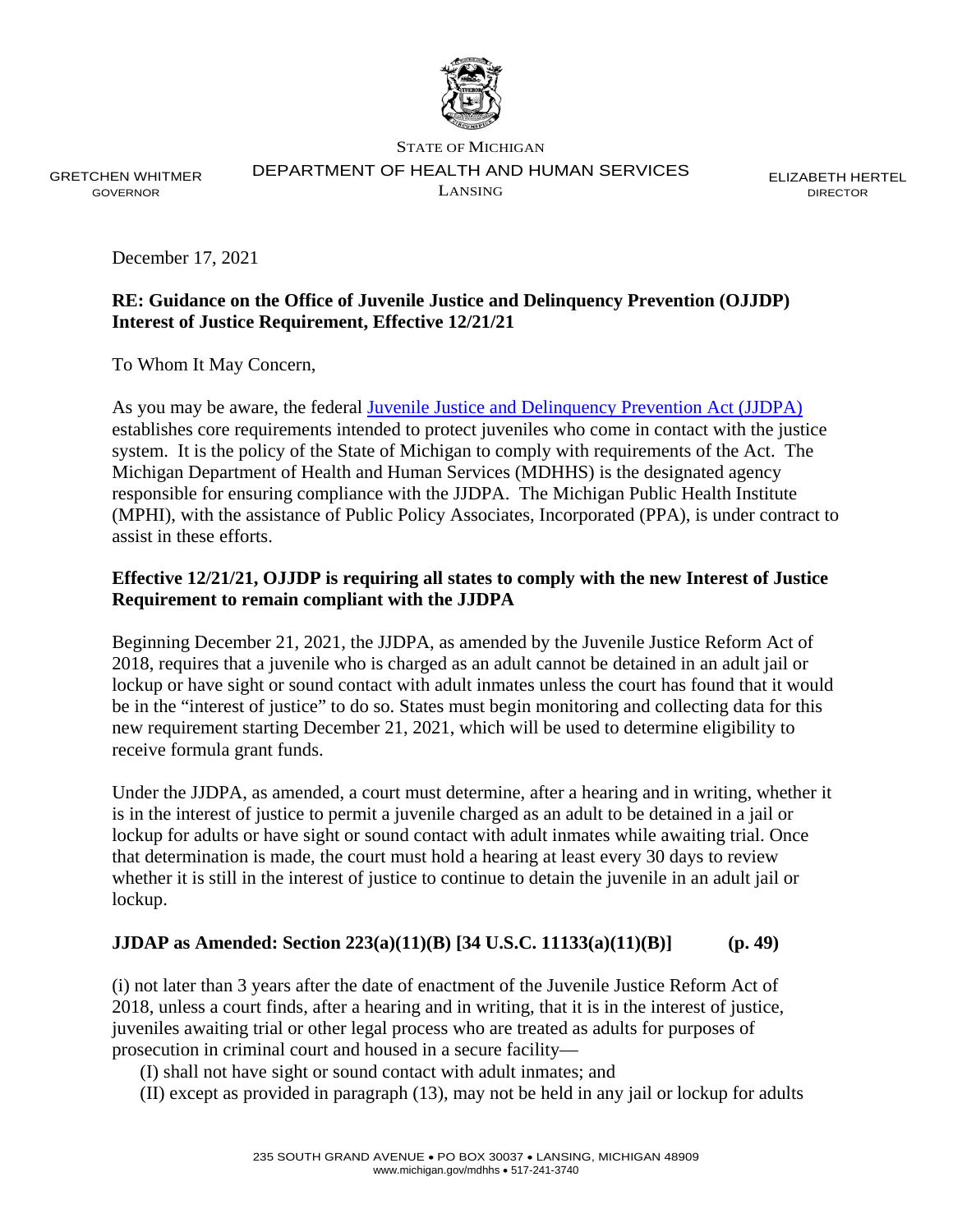STATE OF MICHIGAN

GRETCHEN WHITMER
GOVERNOR

DEPARTMENT OF HEALTH AND HUMAN SERVICES
LANSING

ELIZABETH HERTEL
DIRECTOR

December 17, 2021

**RE: Guidance on the Office of Juvenile Justice and Delinquency Prevention (OJJDP) Interest of Justice Requirement, Effective 12/21/21**

To Whom It May Concern,

As you may be aware, the federal [Juvenile Justice and Delinquency Prevention Act (JJDPA)]() establishes core requirements intended to protect juveniles who come in contact with the justice system. It is the policy of the State of Michigan to comply with requirements of the Act. The Michigan Department of Health and Human Services (MDHHS) is the designated agency responsible for ensuring compliance with the JJDPA. The Michigan Public Health Institute (MPHI), with the assistance of Public Policy Associates, Incorporated (PPA), is under contract to assist in these efforts.

**Effective 12/21/21, OJJDP is requiring all states to comply with the new Interest of Justice Requirement to remain compliant with the JJDPA**

Beginning December 21, 2021, the JJDPA, as amended by the Juvenile Justice Reform Act of 2018, requires that a juvenile who is charged as an adult cannot be detained in an adult jail or lockup or have sight or sound contact with adult inmates unless the court has found that it would be in the "interest of justice" to do so. States must begin monitoring and collecting data for this new requirement starting December 21, 2021, which will be used to determine eligibility to receive formula grant funds.

Under the JJDPA, as amended, a court must determine, after a hearing and in writing, whether it is in the interest of justice to permit a juvenile charged as an adult to be detained in a jail or lockup for adults or have sight or sound contact with adult inmates while awaiting trial. Once that determination is made, the court must hold a hearing at least every 30 days to review whether it is still in the interest of justice to continue to detain the juvenile in an adult jail or lockup.

**JJDAP as Amended: Section 223(a)(11)(B) [34 U.S.C. 11133(a)(11)(B)] (p. 49)**

(i) not later than 3 years after the date of enactment of the Juvenile Justice Reform Act of 2018, unless a court finds, after a hearing and in writing, that it is in the interest of justice, juveniles awaiting trial or other legal process who are treated as adults for purposes of prosecution in criminal court and housed in a secure facility—

(I) shall not have sight or sound contact with adult inmates; and

(II) except as provided in paragraph (13), may not be held in any jail or lockup for adults

235 SOUTH GRAND AVENUE • PO BOX 30037 • LANSING, MICHIGAN 48909
www.michigan.gov/mdhhs • 517-241-3740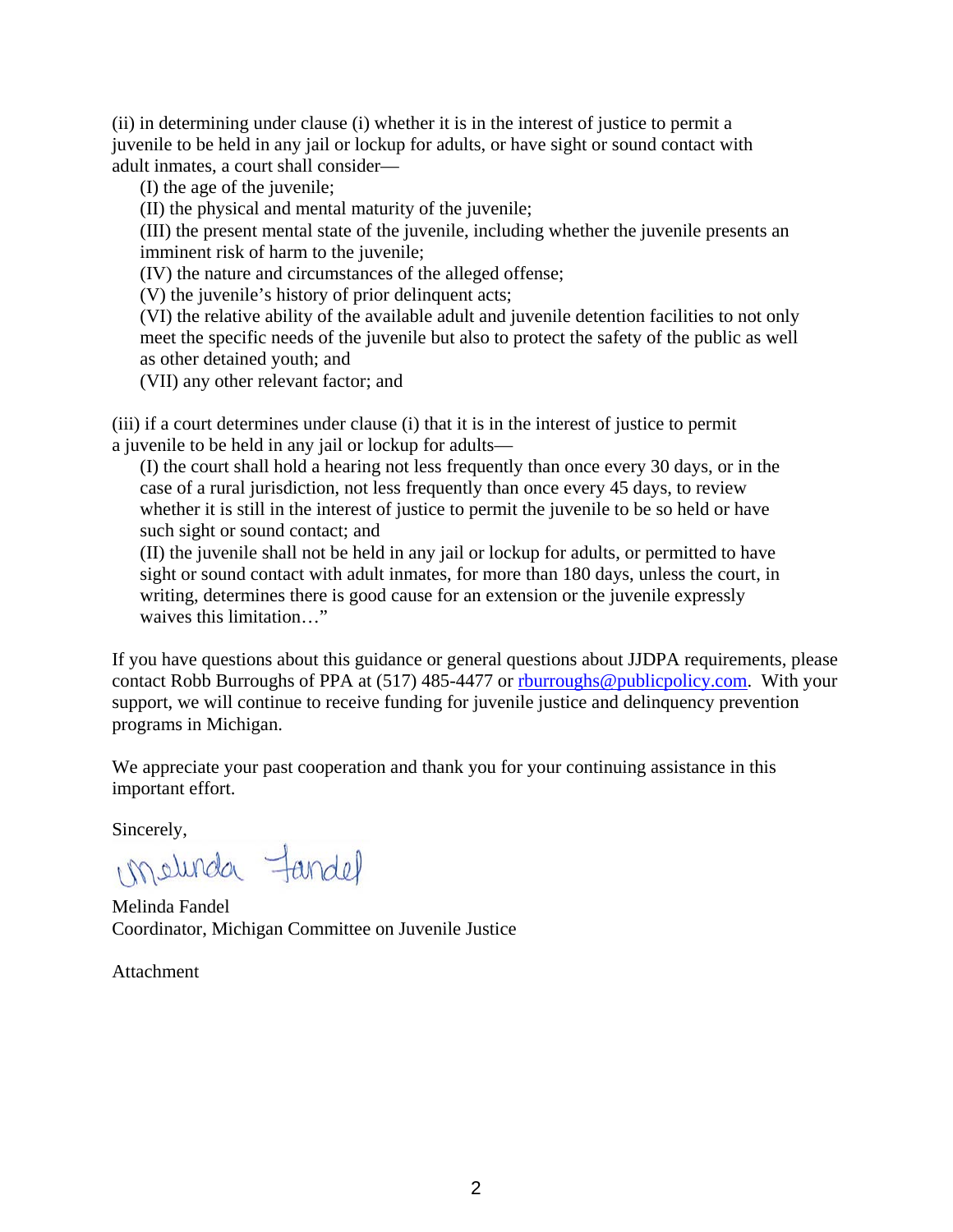(ii) in determining under clause (i) whether it is in the interest of justice to permit a juvenile to be held in any jail or lockup for adults, or have sight or sound contact with adult inmates, a court shall consider—

> (I) the age of the juvenile;
>
> (II) the physical and mental maturity of the juvenile;
>
> (III) the present mental state of the juvenile, including whether the juvenile presents an imminent risk of harm to the juvenile;
>
> (IV) the nature and circumstances of the alleged offense;
>
> (V) the juvenile's history of prior delinquent acts;
>
> (VI) the relative ability of the available adult and juvenile detention facilities to not only meet the specific needs of the juvenile but also to protect the safety of the public as well as other detained youth; and
>
> (VII) any other relevant factor; and

(iii) if a court determines under clause (i) that it is in the interest of justice to permit a juvenile to be held in any jail or lockup for adults—

> (I) the court shall hold a hearing not less frequently than once every 30 days, or in the case of a rural jurisdiction, not less frequently than once every 45 days, to review whether it is still in the interest of justice to permit the juvenile to be so held or have such sight or sound contact; and
>
> (II) the juvenile shall not be held in any jail or lockup for adults, or permitted to have sight or sound contact with adult inmates, for more than 180 days, unless the court, in writing, determines there is good cause for an extension or the juvenile expressly waives this limitation…"

If you have questions about this guidance or general questions about JJDPA requirements, please contact Robb Burroughs of PPA at (517) 485-4477 or [rburroughs@publicpolicy.com](mailto:rburroughs@publicpolicy.com). With your support, we will continue to receive funding for juvenile justice and delinquency prevention programs in Michigan.

We appreciate your past cooperation and thank you for your continuing assistance in this important effort.

Sincerely,

Melinda Fandel

Melinda Fandel
Coordinator, Michigan Committee on Juvenile Justice

Attachment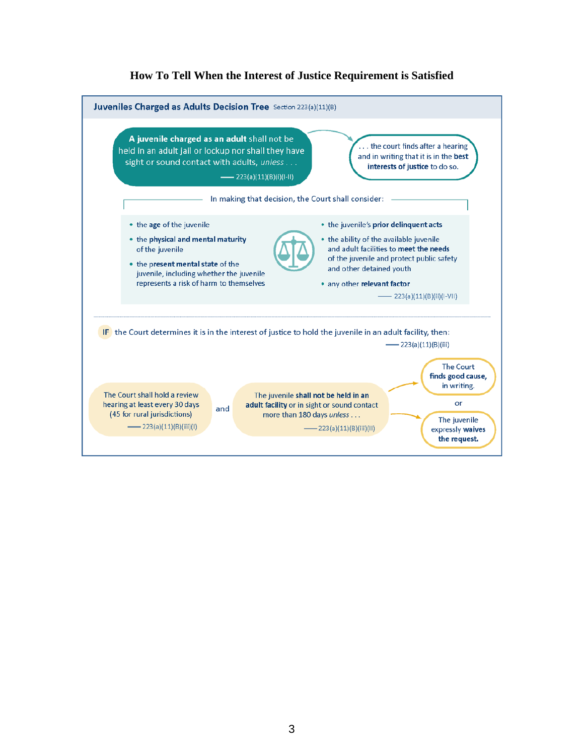**How To Tell When the Interest of Justice Requirement is Satisfied**

## Juveniles Charged as Adults Decision Tree

Section 223(a)(11)(B)

**A juvenile charged as an adult** shall not be held in an adult jail or lockup nor shall they have sight or sound contact with adults, *unless . . .*

—— 223(a)(11)(B)(i)(I-II)

. . . the court finds after a hearing and in writing that it is in the **best interests of justice** to do so.

In making that decision, the Court shall consider:

- the **age** of the juvenile
- the **physical and mental maturity** of the juvenile
- the **present mental state** of the juvenile, including whether the juvenile represents a risk of harm to themselves
- the juvenile's **prior delinquent acts**
- the ability of the available juvenile and adult facilities to **meet the needs** of the juvenile and protect public safety and other detained youth
- any other **relevant factor**

—— 223(a)(11)(B)(ii)(I-VII)

**IF** the Court determines it is in the interest of justice to hold the juvenile in an adult facility, then:

—— 223(a)(11)(B)(iii)

The Court shall hold a review hearing at least every 30 days (45 for rural jurisdictions)

—— 223(a)(11)(B)(iii)(I)

and

The juvenile **shall not be held in an adult facility** or in sight or sound contact more than 180 days *unless . . .*

—— 223(a)(11)(B)(iii)(II)

The Court **finds good cause,** in writing.

or

The juvenile **expressly waives the request.**